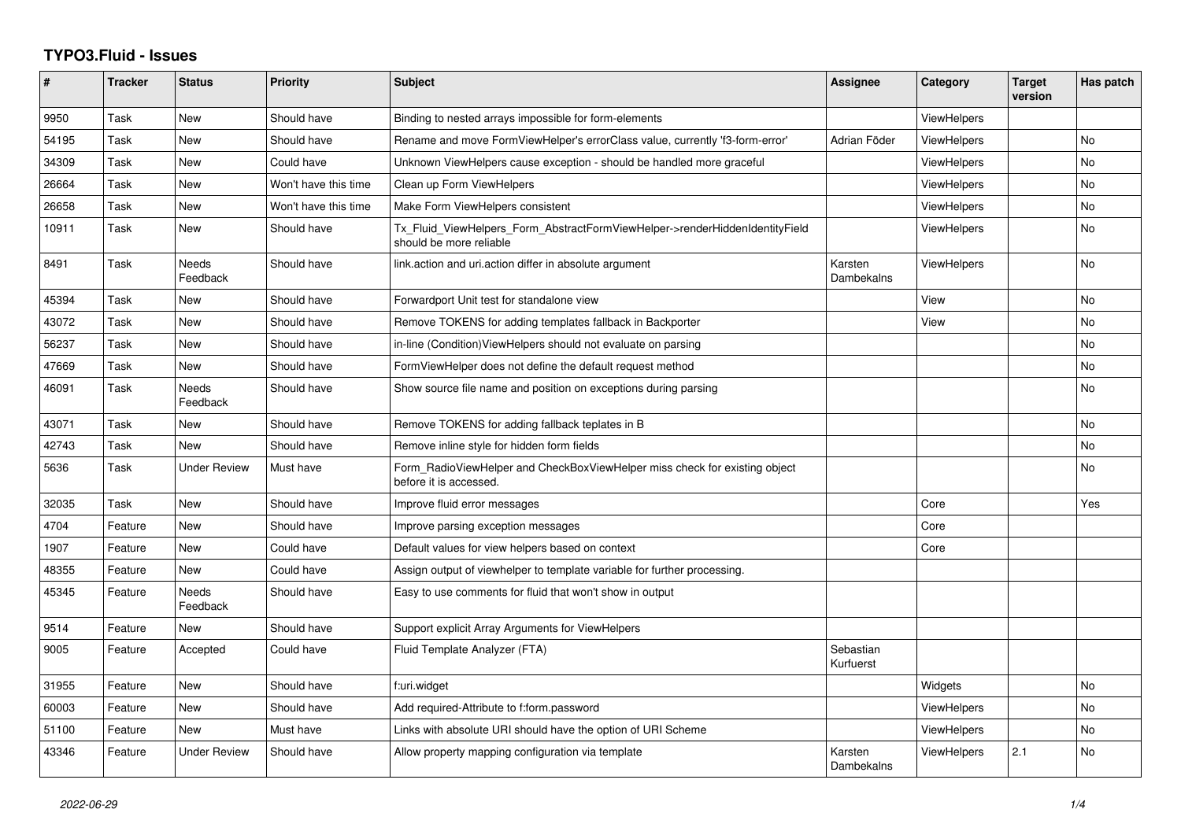# TYPO3.Fluid - Issues

| # | Tracker | Status | Priority | Subject | Assignee | Category | Target version | Has patch |
|---|---|---|---|---|---|---|---|---|
| 9950 | Task | New | Should have | Binding to nested arrays impossible for form-elements | | ViewHelpers | | |
| 54195 | Task | New | Should have | Rename and move FormViewHelper's errorClass value, currently 'f3-form-error' | Adrian Föder | ViewHelpers | | No |
| 34309 | Task | New | Could have | Unknown ViewHelpers cause exception - should be handled more graceful | | ViewHelpers | | No |
| 26664 | Task | New | Won't have this time | Clean up Form ViewHelpers | | ViewHelpers | | No |
| 26658 | Task | New | Won't have this time | Make Form ViewHelpers consistent | | ViewHelpers | | No |
| 10911 | Task | New | Should have | Tx_Fluid_ViewHelpers_Form_AbstractFormViewHelper->renderHiddenIdentityField should be more reliable | | ViewHelpers | | No |
| 8491 | Task | Needs Feedback | Should have | link.action and uri.action differ in absolute argument | Karsten Dambekalns | ViewHelpers | | No |
| 45394 | Task | New | Should have | Forwardport Unit test for standalone view | | View | | No |
| 43072 | Task | New | Should have | Remove TOKENS for adding templates fallback in Backporter | | View | | No |
| 56237 | Task | New | Should have | in-line (Condition)ViewHelpers should not evaluate on parsing | | | | No |
| 47669 | Task | New | Should have | FormViewHelper does not define the default request method | | | | No |
| 46091 | Task | Needs Feedback | Should have | Show source file name and position on exceptions during parsing | | | | No |
| 43071 | Task | New | Should have | Remove TOKENS for adding fallback teplates in B | | | | No |
| 42743 | Task | New | Should have | Remove inline style for hidden form fields | | | | No |
| 5636 | Task | Under Review | Must have | Form_RadioViewHelper and CheckBoxViewHelper miss check for existing object before it is accessed. | | | | No |
| 32035 | Task | New | Should have | Improve fluid error messages | | Core | | Yes |
| 4704 | Feature | New | Should have | Improve parsing exception messages | | Core | | |
| 1907 | Feature | New | Could have | Default values for view helpers based on context | | Core | | |
| 48355 | Feature | New | Could have | Assign output of viewhelper to template variable for further processing. | | | | |
| 45345 | Feature | Needs Feedback | Should have | Easy to use comments for fluid that won't show in output | | | | |
| 9514 | Feature | New | Should have | Support explicit Array Arguments for ViewHelpers | | | | |
| 9005 | Feature | Accepted | Could have | Fluid Template Analyzer (FTA) | Sebastian Kurfuerst | | | |
| 31955 | Feature | New | Should have | f:uri.widget | | Widgets | | No |
| 60003 | Feature | New | Should have | Add required-Attribute to f:form.password | | ViewHelpers | | No |
| 51100 | Feature | New | Must have | Links with absolute URI should have the option of URI Scheme | | ViewHelpers | | No |
| 43346 | Feature | Under Review | Should have | Allow property mapping configuration via template | Karsten Dambekalns | ViewHelpers | 2.1 | No |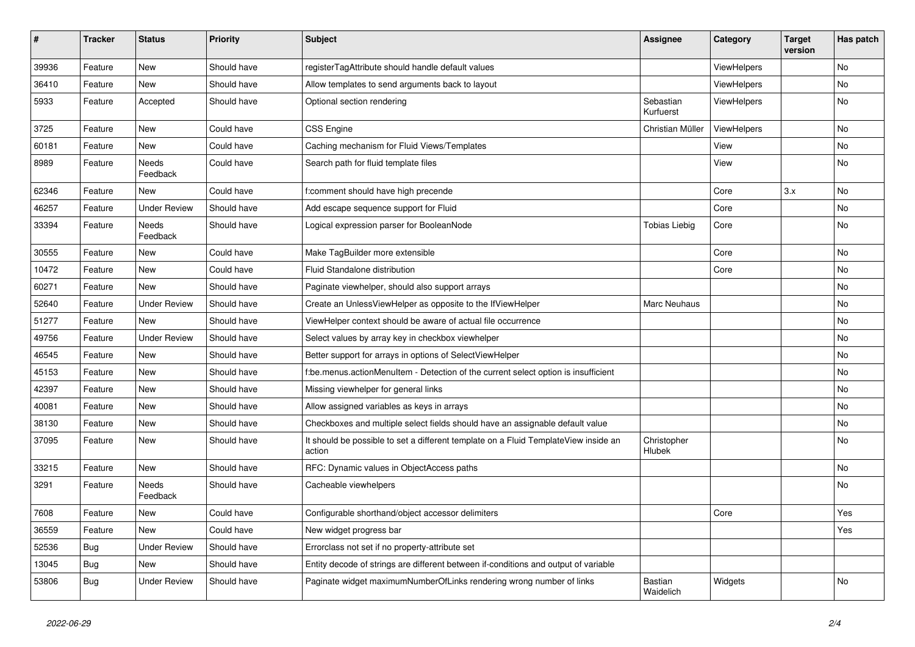| # | Tracker | Status | Priority | Subject | Assignee | Category | Target version | Has patch |
|---|---|---|---|---|---|---|---|---|
| 39936 | Feature | New | Should have | registerTagAttribute should handle default values | | ViewHelpers | | No |
| 36410 | Feature | New | Should have | Allow templates to send arguments back to layout | | ViewHelpers | | No |
| 5933 | Feature | Accepted | Should have | Optional section rendering | Sebastian Kurfuerst | ViewHelpers | | No |
| 3725 | Feature | New | Could have | CSS Engine | Christian Müller | ViewHelpers | | No |
| 60181 | Feature | New | Could have | Caching mechanism for Fluid Views/Templates | | View | | No |
| 8989 | Feature | Needs Feedback | Could have | Search path for fluid template files | | View | | No |
| 62346 | Feature | New | Could have | f:comment should have high precende | | Core | 3.x | No |
| 46257 | Feature | Under Review | Should have | Add escape sequence support for Fluid | | Core | | No |
| 33394 | Feature | Needs Feedback | Should have | Logical expression parser for BooleanNode | Tobias Liebig | Core | | No |
| 30555 | Feature | New | Could have | Make TagBuilder more extensible | | Core | | No |
| 10472 | Feature | New | Could have | Fluid Standalone distribution | | Core | | No |
| 60271 | Feature | New | Should have | Paginate viewhelper, should also support arrays | | | | No |
| 52640 | Feature | Under Review | Should have | Create an UnlessViewHelper as opposite to the IfViewHelper | Marc Neuhaus | | | No |
| 51277 | Feature | New | Should have | ViewHelper context should be aware of actual file occurrence | | | | No |
| 49756 | Feature | Under Review | Should have | Select values by array key in checkbox viewhelper | | | | No |
| 46545 | Feature | New | Should have | Better support for arrays in options of SelectViewHelper | | | | No |
| 45153 | Feature | New | Should have | f:be.menus.actionMenuItem - Detection of the current select option is insufficient | | | | No |
| 42397 | Feature | New | Should have | Missing viewhelper for general links | | | | No |
| 40081 | Feature | New | Should have | Allow assigned variables as keys in arrays | | | | No |
| 38130 | Feature | New | Should have | Checkboxes and multiple select fields should have an assignable default value | | | | No |
| 37095 | Feature | New | Should have | It should be possible to set a different template on a Fluid TemplateView inside an action | Christopher Hlubek | | | No |
| 33215 | Feature | New | Should have | RFC: Dynamic values in ObjectAccess paths | | | | No |
| 3291 | Feature | Needs Feedback | Should have | Cacheable viewhelpers | | | | No |
| 7608 | Feature | New | Could have | Configurable shorthand/object accessor delimiters | | Core | | Yes |
| 36559 | Feature | New | Could have | New widget progress bar | | | | Yes |
| 52536 | Bug | Under Review | Should have | Errorclass not set if no property-attribute set | | | | |
| 13045 | Bug | New | Should have | Entity decode of strings are different between if-conditions and output of variable | | | | |
| 53806 | Bug | Under Review | Should have | Paginate widget maximumNumberOfLinks rendering wrong number of links | Bastian Waidelich | Widgets | | No |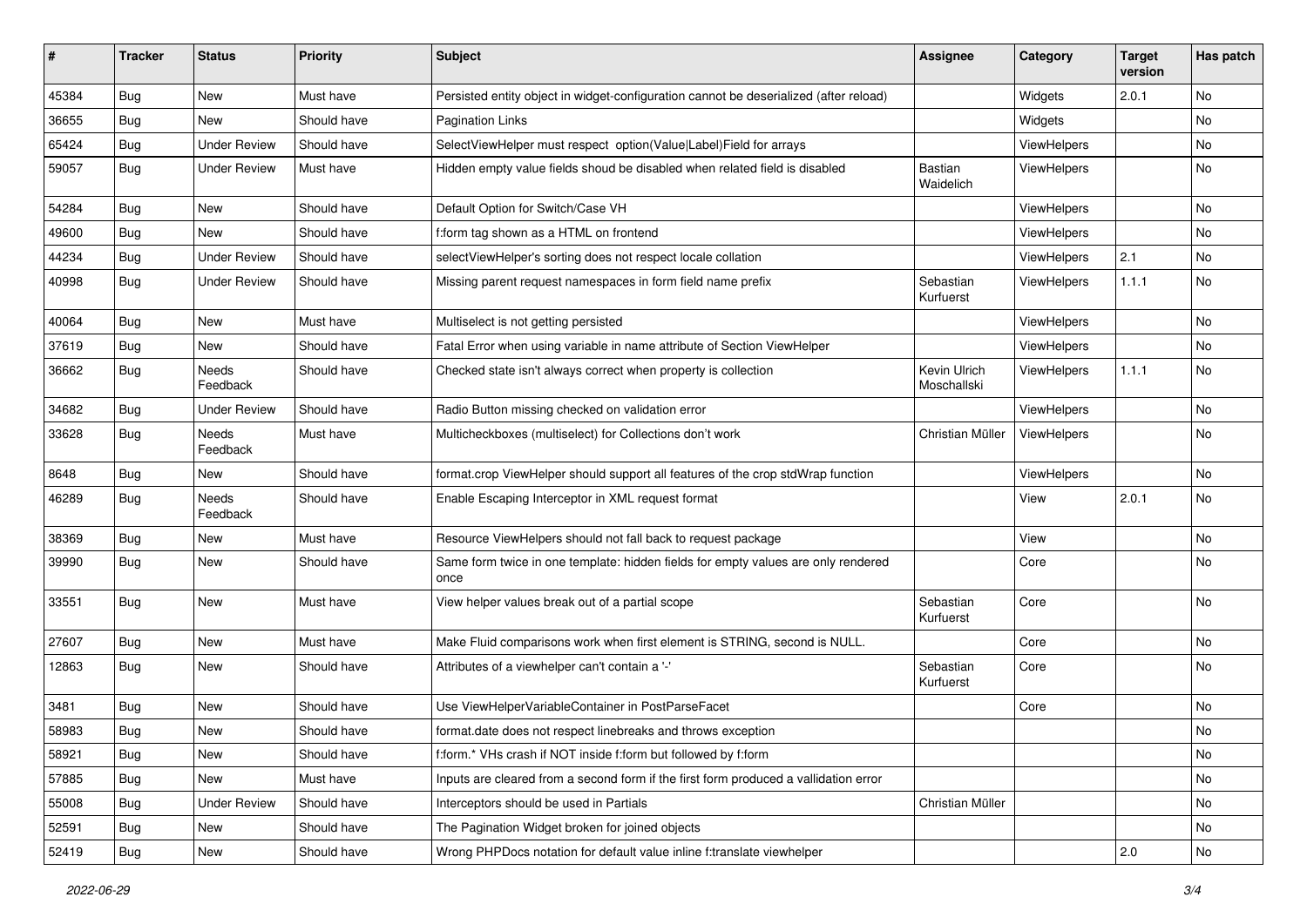| # | Tracker | Status | Priority | Subject | Assignee | Category | Target version | Has patch |
|---|---|---|---|---|---|---|---|---|
| 45384 | Bug | New | Must have | Persisted entity object in widget-configuration cannot be deserialized (after reload) | | Widgets | 2.0.1 | No |
| 36655 | Bug | New | Should have | Pagination Links | | Widgets | | No |
| 65424 | Bug | Under Review | Should have | SelectViewHelper must respect option(Value|Label)Field for arrays | | ViewHelpers | | No |
| 59057 | Bug | Under Review | Must have | Hidden empty value fields shoud be disabled when related field is disabled | Bastian Waidelich | ViewHelpers | | No |
| 54284 | Bug | New | Should have | Default Option for Switch/Case VH | | ViewHelpers | | No |
| 49600 | Bug | New | Should have | f:form tag shown as a HTML on frontend | | ViewHelpers | | No |
| 44234 | Bug | Under Review | Should have | selectViewHelper's sorting does not respect locale collation | | ViewHelpers | 2.1 | No |
| 40998 | Bug | Under Review | Should have | Missing parent request namespaces in form field name prefix | Sebastian Kurfuerst | ViewHelpers | 1.1.1 | No |
| 40064 | Bug | New | Must have | Multiselect is not getting persisted | | ViewHelpers | | No |
| 37619 | Bug | New | Should have | Fatal Error when using variable in name attribute of Section ViewHelper | | ViewHelpers | | No |
| 36662 | Bug | Needs Feedback | Should have | Checked state isn't always correct when property is collection | Kevin Ulrich Moschallski | ViewHelpers | 1.1.1 | No |
| 34682 | Bug | Under Review | Should have | Radio Button missing checked on validation error | | ViewHelpers | | No |
| 33628 | Bug | Needs Feedback | Must have | Multicheckboxes (multiselect) for Collections don't work | Christian Müller | ViewHelpers | | No |
| 8648 | Bug | New | Should have | format.crop ViewHelper should support all features of the crop stdWrap function | | ViewHelpers | | No |
| 46289 | Bug | Needs Feedback | Should have | Enable Escaping Interceptor in XML request format | | View | 2.0.1 | No |
| 38369 | Bug | New | Must have | Resource ViewHelpers should not fall back to request package | | View | | No |
| 39990 | Bug | New | Should have | Same form twice in one template: hidden fields for empty values are only rendered once | | Core | | No |
| 33551 | Bug | New | Must have | View helper values break out of a partial scope | Sebastian Kurfuerst | Core | | No |
| 27607 | Bug | New | Must have | Make Fluid comparisons work when first element is STRING, second is NULL. | | Core | | No |
| 12863 | Bug | New | Should have | Attributes of a viewhelper can't contain a '-' | Sebastian Kurfuerst | Core | | No |
| 3481 | Bug | New | Should have | Use ViewHelperVariableContainer in PostParseFacet | | Core | | No |
| 58983 | Bug | New | Should have | format.date does not respect linebreaks and throws exception | | | | No |
| 58921 | Bug | New | Should have | f:form.* VHs crash if NOT inside f:form but followed by f:form | | | | No |
| 57885 | Bug | New | Must have | Inputs are cleared from a second form if the first form produced a vallidation error | | | | No |
| 55008 | Bug | Under Review | Should have | Interceptors should be used in Partials | Christian Müller | | | No |
| 52591 | Bug | New | Should have | The Pagination Widget broken for joined objects | | | | No |
| 52419 | Bug | New | Should have | Wrong PHPDocs notation for default value inline f:translate viewhelper | | | 2.0 | No |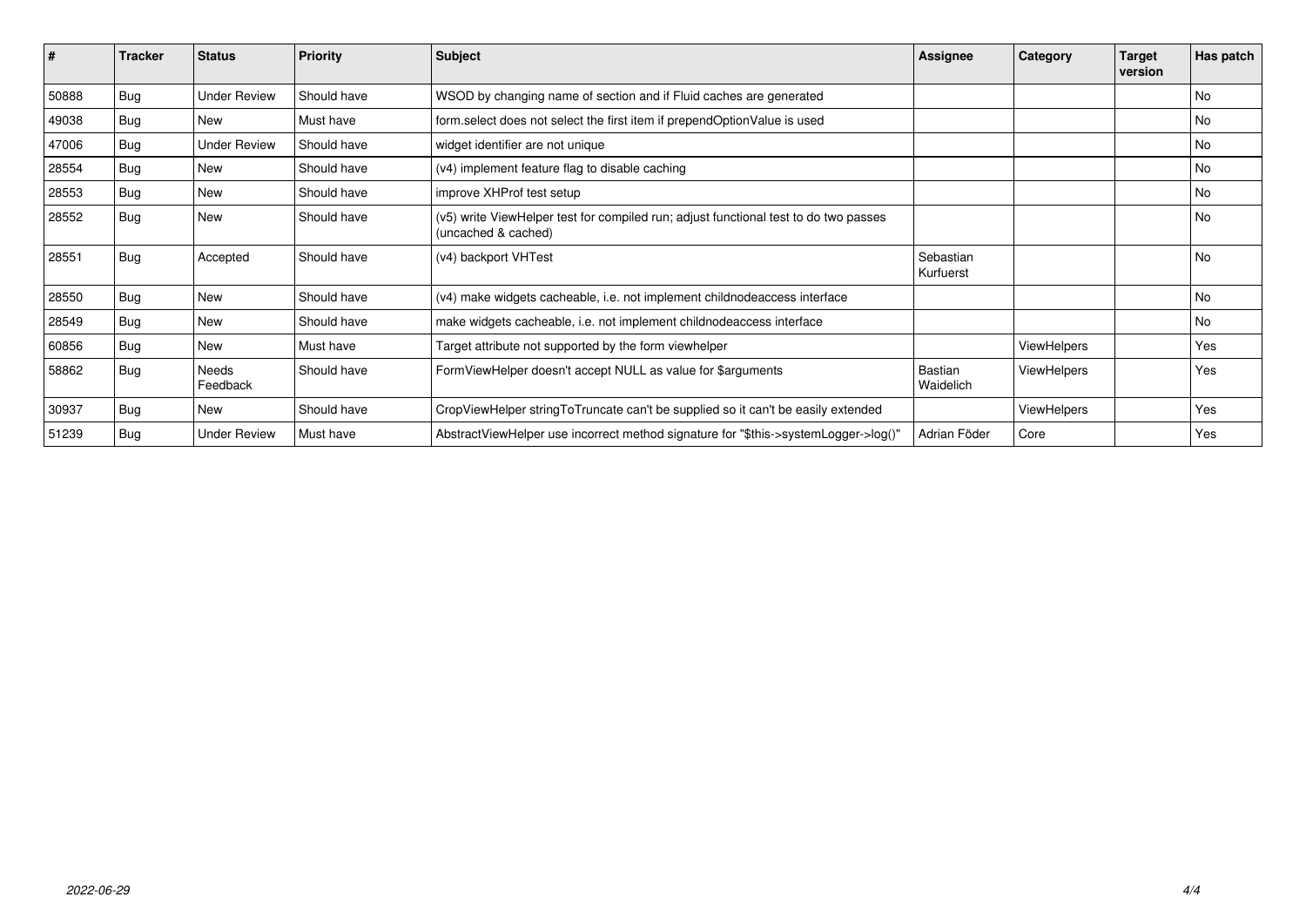| # | Tracker | Status | Priority | Subject | Assignee | Category | Target version | Has patch |
|---|---|---|---|---|---|---|---|---|
| 50888 | Bug | Under Review | Should have | WSOD by changing name of section and if Fluid caches are generated | | | | No |
| 49038 | Bug | New | Must have | form.select does not select the first item if prependOptionValue is used | | | | No |
| 47006 | Bug | Under Review | Should have | widget identifier are not unique | | | | No |
| 28554 | Bug | New | Should have | (v4) implement feature flag to disable caching | | | | No |
| 28553 | Bug | New | Should have | improve XHProf test setup | | | | No |
| 28552 | Bug | New | Should have | (v5) write ViewHelper test for compiled run; adjust functional test to do two passes (uncached & cached) | | | | No |
| 28551 | Bug | Accepted | Should have | (v4) backport VHTest | Sebastian Kurfuerst | | | No |
| 28550 | Bug | New | Should have | (v4) make widgets cacheable, i.e. not implement childnodeaccess interface | | | | No |
| 28549 | Bug | New | Should have | make widgets cacheable, i.e. not implement childnodeaccess interface | | | | No |
| 60856 | Bug | New | Must have | Target attribute not supported by the form viewhelper | | ViewHelpers | | Yes |
| 58862 | Bug | Needs Feedback | Should have | FormViewHelper doesn't accept NULL as value for $arguments | Bastian Waidelich | ViewHelpers | | Yes |
| 30937 | Bug | New | Should have | CropViewHelper stringToTruncate can't be supplied so it can't be easily extended | | ViewHelpers | | Yes |
| 51239 | Bug | Under Review | Must have | AbstractViewHelper use incorrect method signature for "$this->systemLogger->log()" | Adrian Föder | Core | | Yes |